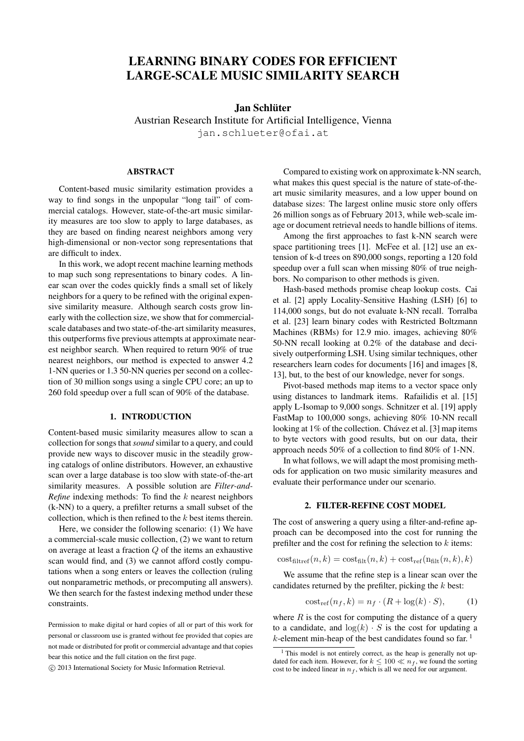# LEARNING BINARY CODES FOR EFFICIENT LARGE-SCALE MUSIC SIMILARITY SEARCH

**Jan Schlüter**

Austrian Research Institute for Artificial Intelligence, Vienna

jan.schlueter@ofai.at

## ABSTRACT

Content-based music similarity estimation provides a way to find songs in the unpopular "long tail" of commercial catalogs. However, state-of-the-art music similarity measures are too slow to apply to large databases, as they are based on finding nearest neighbors among very high-dimensional or non-vector song representations that are difficult to index.

In this work, we adopt recent machine learning methods to map such song representations to binary codes. A linear scan over the codes quickly finds a small set of likely neighbors for a query to be refined with the original expensive similarity measure. Although search costs grow linearly with the collection size, we show that for commercial-scale databases and two state-of-the-art similarity measures, this outperforms five previous attempts at approximate nearest neighbor search. When required to return 90% of true nearest neighbors, our method is expected to answer 4.2 1-NN queries or 1.3 50-NN queries per second on a collection of 30 million songs using a single CPU core; an up to 260 fold speedup over a full scan of 90% of the database.

## 1. INTRODUCTION

Content-based music similarity measures allow to scan a collection for songs that *sound* similar to a query, and could provide new ways to discover music in the steadily growing catalogs of online distributors. However, an exhaustive scan over a large database is too slow with state-of-the-art similarity measures. A possible solution are *Filter-and-Refine* indexing methods: To find the $k$ nearest neighbors (k-NN) to a query, a prefilter returns a small subset of the collection, which is then refined to the $k$ best items therein.

Here, we consider the following scenario: (1) We have a commercial-scale music collection, (2) we want to return on average at least a fraction $Q$ of the items an exhaustive scan would find, and (3) we cannot afford costly computations when a song enters or leaves the collection (ruling out nonparametric methods, or precomputing all answers). We then search for the fastest indexing method under these constraints.

Permission to make digital or hard copies of all or part of this work for personal or classroom use is granted without fee provided that copies are not made or distributed for profit or commercial advantage and that copies bear this notice and the full citation on the first page.

© 2013 International Society for Music Information Retrieval.

Compared to existing work on approximate k-NN search, what makes this quest special is the nature of state-of-the-art music similarity measures, and a low upper bound on database sizes: The largest online music store only offers 26 million songs as of February 2013, while web-scale image or document retrieval needs to handle billions of items.

Among the first approaches to fast k-NN search were space partitioning trees [1]. McFee et al. [12] use an extension of k-d trees on 890,000 songs, reporting a 120 fold speedup over a full scan when missing 80% of true neighbors. No comparison to other methods is given.

Hash-based methods promise cheap lookup costs. Cai et al. [2] apply Locality-Sensitive Hashing (LSH) [6] to 114,000 songs, but do not evaluate k-NN recall. Torralba et al. [23] learn binary codes with Restricted Boltzmann Machines (RBMs) for 12.9 mio. images, achieving 80% 50-NN recall looking at 0.2% of the database and decisively outperforming LSH. Using similar techniques, other researchers learn codes for documents [16] and images [8, 13], but, to the best of our knowledge, never for songs.

Pivot-based methods map items to a vector space only using distances to landmark items. Rafailidis et al. [15] apply L-Isomap to 9,000 songs. Schnitzer et al. [19] apply FastMap to 100,000 songs, achieving 80% 10-NN recall looking at 1% of the collection. Chávez et al. [3] map items to byte vectors with good results, but on our data, their approach needs 50% of a collection to find 80% of 1-NN.

In what follows, we will adapt the most promising methods for application on two music similarity measures and evaluate their performance under our scenario.

## 2. FILTER-REFINE COST MODEL

The cost of answering a query using a filter-and-refine approach can be decomposed into the cost for running the prefilter and the cost for refining the selection to $k$ items:

$$\mathrm{cost}_{\mathrm{filtref}}(n,k) = \mathrm{cost}_{\mathrm{filt}}(n,k) + \mathrm{cost}_{\mathrm{ref}}(\mathrm{n}_{\mathrm{filt}}(n,k),k)$$

We assume that the refine step is a linear scan over the candidates returned by the prefilter, picking the $k$ best:

$$\mathrm{cost}_{\mathrm{ref}}(n_f,k) = n_f \cdot (R + \log(k) \cdot S), \tag{1}$$

where $R$ is the cost for computing the distance of a query to a candidate, and $\log(k) \cdot S$ is the cost for updating a $k$-element min-heap of the best candidates found so far. [1]

[1] This model is not entirely correct, as the heap is generally not updated for each item. However, for $k \leq 100 \ll n_f$, we found the sorting cost to be indeed linear in $n_f$, which is all we need for our argument.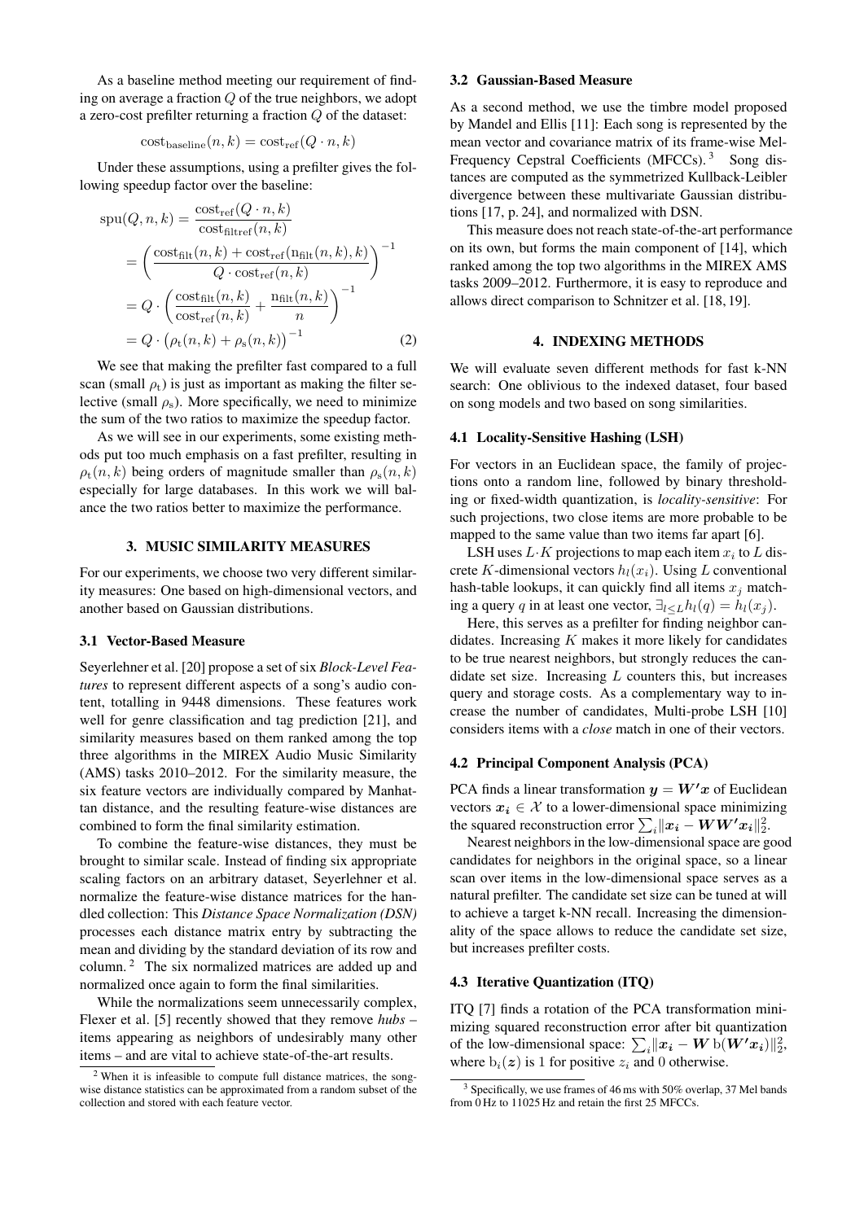As a baseline method meeting our requirement of finding on average a fraction $Q$ of the true neighbors, we adopt a zero-cost prefilter returning a fraction $Q$ of the dataset:

$$\text{cost}_{\text{baseline}}(n, k) = \text{cost}_{\text{ref}}(Q \cdot n, k)$$

Under these assumptions, using a prefilter gives the following speedup factor over the baseline:

$$\begin{aligned}
\text{spu}(Q, n, k) &= \frac{\text{cost}_{\text{ref}}(Q \cdot n, k)}{\text{cost}_{\text{filtref}}(n, k)} \\
&= \left( \frac{\text{cost}_{\text{filt}}(n, k) + \text{cost}_{\text{ref}}(\text{n}_{\text{filt}}(n, k), k)}{Q \cdot \text{cost}_{\text{ref}}(n, k)} \right)^{-1} \\
&= Q \cdot \left( \frac{\text{cost}_{\text{filt}}(n, k)}{\text{cost}_{\text{ref}}(n, k)} + \frac{\text{n}_{\text{filt}}(n, k)}{n} \right)^{-1} \\
&= Q \cdot \left( \rho_{\text{t}}(n, k) + \rho_{\text{s}}(n, k) \right)^{-1} \qquad (2)
\end{aligned}$$

We see that making the prefilter fast compared to a full scan (small $\rho_{\text{t}}$) is just as important as making the filter selective (small $\rho_{\text{s}}$). More specifically, we need to minimize the sum of the two ratios to maximize the speedup factor.

As we will see in our experiments, some existing methods put too much emphasis on a fast prefilter, resulting in $\rho_{\text{t}}(n, k)$ being orders of magnitude smaller than $\rho_{\text{s}}(n, k)$ especially for large databases. In this work we will balance the two ratios better to maximize the performance.

## 3. MUSIC SIMILARITY MEASURES

For our experiments, we choose two very different similarity measures: One based on high-dimensional vectors, and another based on Gaussian distributions.

### 3.1 Vector-Based Measure

Seyerlehner et al. [20] propose a set of six *Block-Level Features* to represent different aspects of a song's audio content, totalling in 9448 dimensions. These features work well for genre classification and tag prediction [21], and similarity measures based on them ranked among the top three algorithms in the MIREX Audio Music Similarity (AMS) tasks 2010–2012. For the similarity measure, the six feature vectors are individually compared by Manhattan distance, and the resulting feature-wise distances are combined to form the final similarity estimation.

To combine the feature-wise distances, they must be brought to similar scale. Instead of finding six appropriate scaling factors on an arbitrary dataset, Seyerlehner et al. normalize the feature-wise distance matrices for the handled collection: This *Distance Space Normalization (DSN)* processes each distance matrix entry by subtracting the mean and dividing by the standard deviation of its row and column. [2] The six normalized matrices are added up and normalized once again to form the final similarities.

While the normalizations seem unnecessarily complex, Flexer et al. [5] recently showed that they remove *hubs* – items appearing as neighbors of undesirably many other items – and are vital to achieve state-of-the-art results.

[2] When it is infeasible to compute full distance matrices, the song-wise distance statistics can be approximated from a random subset of the collection and stored with each feature vector.

### 3.2 Gaussian-Based Measure

As a second method, we use the timbre model proposed by Mandel and Ellis [11]: Each song is represented by the mean vector and covariance matrix of its frame-wise Mel-Frequency Cepstral Coefficients (MFCCs). [3] Song distances are computed as the symmetrized Kullback-Leibler divergence between these multivariate Gaussian distributions [17, p. 24], and normalized with DSN.

This measure does not reach state-of-the-art performance on its own, but forms the main component of [14], which ranked among the top two algorithms in the MIREX AMS tasks 2009–2012. Furthermore, it is easy to reproduce and allows direct comparison to Schnitzer et al. [18, 19].

[3] Specifically, we use frames of 46 ms with 50% overlap, 37 Mel bands from 0 Hz to 11025 Hz and retain the first 25 MFCCs.

## 4. INDEXING METHODS

We will evaluate seven different methods for fast k-NN search: One oblivious to the indexed dataset, four based on song models and two based on song similarities.

### 4.1 Locality-Sensitive Hashing (LSH)

For vectors in an Euclidean space, the family of projections onto a random line, followed by binary thresholding or fixed-width quantization, is *locality-sensitive*: For such projections, two close items are more probable to be mapped to the same value than two items far apart [6].

LSH uses $L \cdot K$ projections to map each item $x_i$ to $L$ discrete $K$-dimensional vectors $h_l(x_i)$. Using $L$ conventional hash-table lookups, it can quickly find all items $x_j$ matching a query $q$ in at least one vector, $\exists_{l \leq L} h_l(q) = h_l(x_j)$.

Here, this serves as a prefilter for finding neighbor candidates. Increasing $K$ makes it more likely for candidates to be true nearest neighbors, but strongly reduces the candidate set size. Increasing $L$ counters this, but increases query and storage costs. As a complementary way to increase the number of candidates, Multi-probe LSH [10] considers items with a *close* match in one of their vectors.

### 4.2 Principal Component Analysis (PCA)

PCA finds a linear transformation $\boldsymbol{y} = \boldsymbol{W'x}$ of Euclidean vectors $\boldsymbol{x_i} \in \mathcal{X}$ to a lower-dimensional space minimizing the squared reconstruction error $\sum_i \|\boldsymbol{x_i} - \boldsymbol{WW'x_i}\|_2^2$.

Nearest neighbors in the low-dimensional space are good candidates for neighbors in the original space, so a linear scan over items in the low-dimensional space serves as a natural prefilter. The candidate set size can be tuned at will to achieve a target k-NN recall. Increasing the dimensionality of the space allows to reduce the candidate set size, but increases prefilter costs.

### 4.3 Iterative Quantization (ITQ)

ITQ [7] finds a rotation of the PCA transformation minimizing squared reconstruction error after bit quantization of the low-dimensional space: $\sum_i \|\boldsymbol{x_i} - \boldsymbol{W}\,\text{b}(\boldsymbol{W'x_i})\|_2^2$, where $\text{b}_i(\boldsymbol{z})$ is 1 for positive $z_i$ and 0 otherwise.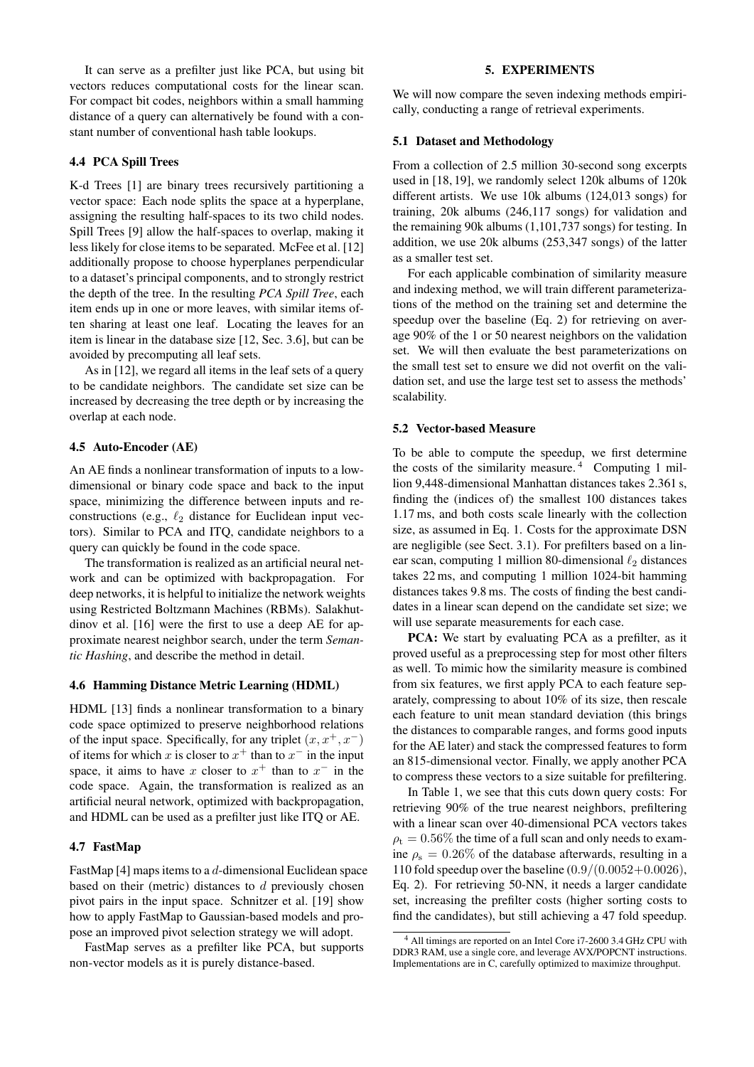It can serve as a prefilter just like PCA, but using bit vectors reduces computational costs for the linear scan. For compact bit codes, neighbors within a small hamming distance of a query can alternatively be found with a constant number of conventional hash table lookups.

### 4.4 PCA Spill Trees

K-d Trees [1] are binary trees recursively partitioning a vector space: Each node splits the space at a hyperplane, assigning the resulting half-spaces to its two child nodes. Spill Trees [9] allow the half-spaces to overlap, making it less likely for close items to be separated. McFee et al. [12] additionally propose to choose hyperplanes perpendicular to a dataset's principal components, and to strongly restrict the depth of the tree. In the resulting *PCA Spill Tree*, each item ends up in one or more leaves, with similar items often sharing at least one leaf. Locating the leaves for an item is linear in the database size [12, Sec. 3.6], but can be avoided by precomputing all leaf sets.

As in [12], we regard all items in the leaf sets of a query to be candidate neighbors. The candidate set size can be increased by decreasing the tree depth or by increasing the overlap at each node.

### 4.5 Auto-Encoder (AE)

An AE finds a nonlinear transformation of inputs to a low-dimensional or binary code space and back to the input space, minimizing the difference between inputs and reconstructions (e.g., $\ell_2$ distance for Euclidean input vectors). Similar to PCA and ITQ, candidate neighbors to a query can quickly be found in the code space.

The transformation is realized as an artificial neural network and can be optimized with backpropagation. For deep networks, it is helpful to initialize the network weights using Restricted Boltzmann Machines (RBMs). Salakhutdinov et al. [16] were the first to use a deep AE for approximate nearest neighbor search, under the term *Semantic Hashing*, and describe the method in detail.

### 4.6 Hamming Distance Metric Learning (HDML)

HDML [13] finds a nonlinear transformation to a binary code space optimized to preserve neighborhood relations of the input space. Specifically, for any triplet $(x, x^+, x^-)$ of items for which $x$ is closer to $x^+$ than to $x^-$ in the input space, it aims to have $x$ closer to $x^+$ than to $x^-$ in the code space. Again, the transformation is realized as an artificial neural network, optimized with backpropagation, and HDML can be used as a prefilter just like ITQ or AE.

### 4.7 FastMap

FastMap [4] maps items to a $d$-dimensional Euclidean space based on their (metric) distances to $d$ previously chosen pivot pairs in the input space. Schnitzer et al. [19] show how to apply FastMap to Gaussian-based models and propose an improved pivot selection strategy we will adopt.

FastMap serves as a prefilter like PCA, but supports non-vector models as it is purely distance-based.

## 5. EXPERIMENTS

We will now compare the seven indexing methods empirically, conducting a range of retrieval experiments.

### 5.1 Dataset and Methodology

From a collection of 2.5 million 30-second song excerpts used in [18, 19], we randomly select 120k albums of 120k different artists. We use 10k albums (124,013 songs) for training, 20k albums (246,117 songs) for validation and the remaining 90k albums (1,101,737 songs) for testing. In addition, we use 20k albums (253,347 songs) of the latter as a smaller test set.

For each applicable combination of similarity measure and indexing method, we will train different parameterizations of the method on the training set and determine the speedup over the baseline (Eq. 2) for retrieving on average 90% of the 1 or 50 nearest neighbors on the validation set. We will then evaluate the best parameterizations on the small test set to ensure we did not overfit on the validation set, and use the large test set to assess the methods' scalability.

### 5.2 Vector-based Measure

To be able to compute the speedup, we first determine the costs of the similarity measure.[4] Computing 1 million 9,448-dimensional Manhattan distances takes 2.361 s, finding the (indices of) the smallest 100 distances takes 1.17 ms, and both costs scale linearly with the collection size, as assumed in Eq. 1. Costs for the approximate DSN are negligible (see Sect. 3.1). For prefilters based on a linear scan, computing 1 million 80-dimensional $\ell_2$ distances takes 22 ms, and computing 1 million 1024-bit hamming distances takes 9.8 ms. The costs of finding the best candidates in a linear scan depend on the candidate set size; we will use separate measurements for each case.

**PCA:** We start by evaluating PCA as a prefilter, as it proved useful as a preprocessing step for most other filters as well. To mimic how the similarity measure is combined from six features, we first apply PCA to each feature separately, compressing to about 10% of its size, then rescale each feature to unit mean standard deviation (this brings the distances to comparable ranges, and forms good inputs for the AE later) and stack the compressed features to form an 815-dimensional vector. Finally, we apply another PCA to compress these vectors to a size suitable for prefiltering.

In Table 1, we see that this cuts down query costs: For retrieving 90% of the true nearest neighbors, prefiltering with a linear scan over 40-dimensional PCA vectors takes $\rho_\mathrm{t} = 0.56\%$ the time of a full scan and only needs to examine $\rho_\mathrm{s} = 0.26\%$ of the database afterwards, resulting in a 110 fold speedup over the baseline $(0.9/(0.0052+0.0026)$, Eq. 2). For retrieving 50-NN, it needs a larger candidate set, increasing the prefilter costs (higher sorting costs to find the candidates), but still achieving a 47 fold speedup.

[4] All timings are reported on an Intel Core i7-2600 3.4 GHz CPU with DDR3 RAM, use a single core, and leverage AVX/POPCNT instructions. Implementations are in C, carefully optimized to maximize throughput.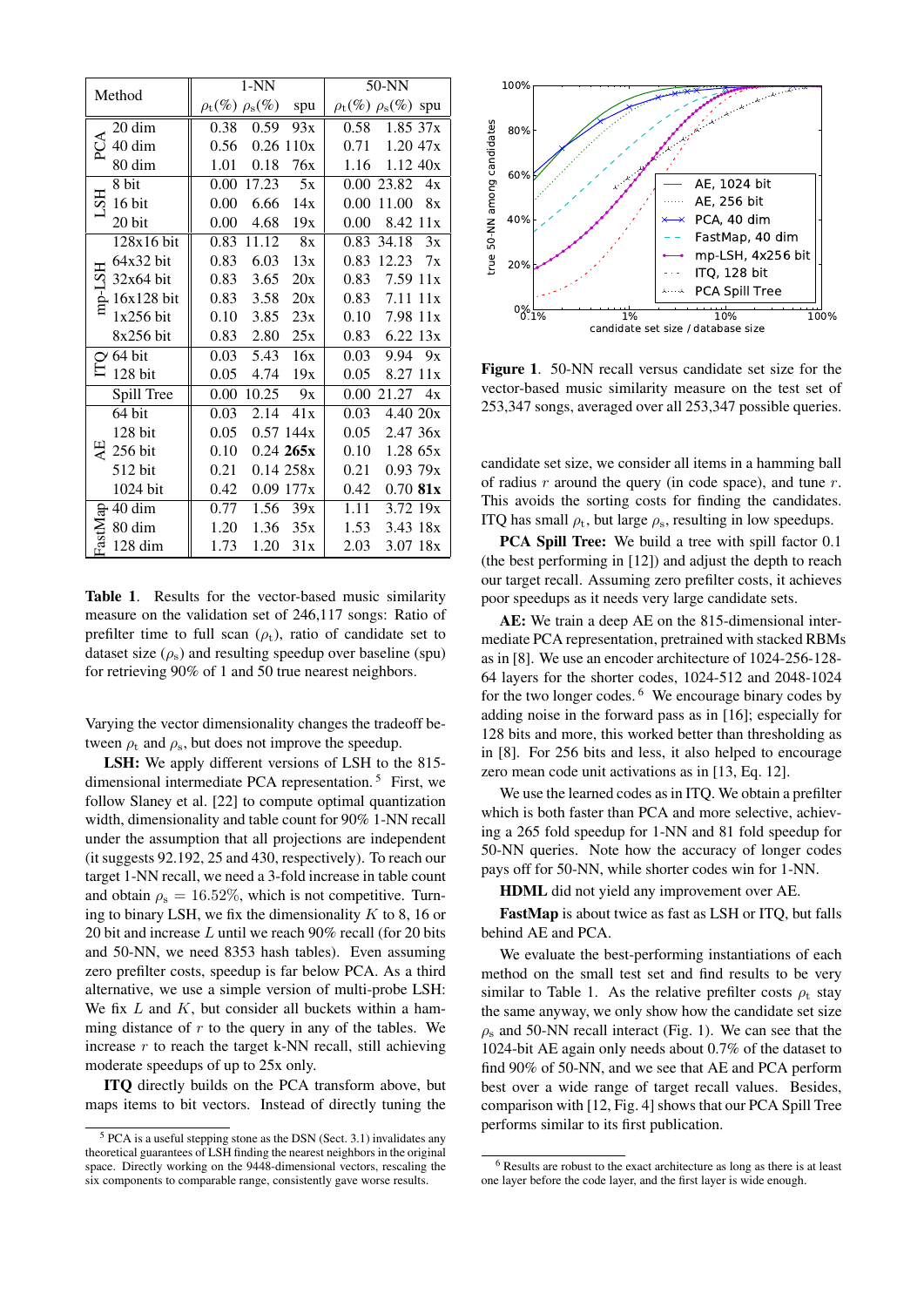| Method | | 1-NN | | | 50-NN | | |
|---|---|---|---|---|---|---|---|
| | | $\rho_t$(%) | $\rho_s$(%) | spu | $\rho_t$(%) | $\rho_s$(%) | spu |
| PCA | 20 dim | 0.38 | 0.59 | 93x | 0.58 | 1.85 | 37x |
| | 40 dim | 0.56 | 0.26 | 110x | 0.71 | 1.20 | 47x |
| | 80 dim | 1.01 | 0.18 | 76x | 1.16 | 1.12 | 40x |
| LSH | 8 bit | 0.00 | 17.23 | 5x | 0.00 | 23.82 | 4x |
| | 16 bit | 0.00 | 6.66 | 14x | 0.00 | 11.00 | 8x |
| | 20 bit | 0.00 | 4.68 | 19x | 0.00 | 8.42 | 11x |
| mp-LSH | 128x16 bit | 0.83 | 11.12 | 8x | 0.83 | 34.18 | 3x |
| | 64x32 bit | 0.83 | 6.03 | 13x | 0.83 | 12.23 | 7x |
| | 32x64 bit | 0.83 | 3.65 | 20x | 0.83 | 7.59 | 11x |
| | 16x128 bit | 0.83 | 3.58 | 20x | 0.83 | 7.11 | 11x |
| | 1x256 bit | 0.10 | 3.85 | 23x | 0.10 | 7.98 | 11x |
| | 8x256 bit | 0.83 | 2.80 | 25x | 0.83 | 6.22 | 13x |
| ITQ | 64 bit | 0.03 | 5.43 | 16x | 0.03 | 9.94 | 9x |
| | 128 bit | 0.05 | 4.74 | 19x | 0.05 | 8.27 | 11x |
| Spill Tree | | 0.00 | 10.25 | 9x | 0.00 | 21.27 | 4x |
| AE | 64 bit | 0.03 | 2.14 | 41x | 0.03 | 4.40 | 20x |
| | 128 bit | 0.05 | 0.57 | 144x | 0.05 | 2.47 | 36x |
| | 256 bit | 0.10 | 0.24 | **265x** | 0.10 | 1.28 | 65x |
| | 512 bit | 0.21 | 0.14 | 258x | 0.21 | 0.93 | 79x |
| | 1024 bit | 0.42 | 0.09 | 177x | 0.42 | 0.70 | **81x** |
| FastMap | 40 dim | 0.77 | 1.56 | 39x | 1.11 | 3.72 | 19x |
| | 80 dim | 1.20 | 1.36 | 35x | 1.53 | 3.43 | 18x |
| | 128 dim | 1.73 | 1.20 | 31x | 2.03 | 3.07 | 18x |

**Table 1.** Results for the vector-based music similarity measure on the validation set of 246,117 songs: Ratio of prefilter time to full scan ($\rho_t$), ratio of candidate set to dataset size ($\rho_s$) and resulting speedup over baseline (spu) for retrieving 90% of 1 and 50 true nearest neighbors.

Varying the vector dimensionality changes the tradeoff between $\rho_t$ and $\rho_s$, but does not improve the speedup.

**LSH:** We apply different versions of LSH to the 815-dimensional intermediate PCA representation. [5] First, we follow Slaney et al. [22] to compute optimal quantization width, dimensionality and table count for 90% 1-NN recall under the assumption that all projections are independent (it suggests 92.192, 25 and 430, respectively). To reach our target 1-NN recall, we need a 3-fold increase in table count and obtain $\rho_s = 16.52\%$, which is not competitive. Turning to binary LSH, we fix the dimensionality $K$ to 8, 16 or 20 bit and increase $L$ until we reach 90% recall (for 20 bits and 50-NN, we need 8353 hash tables). Even assuming zero prefilter costs, speedup is far below PCA. As a third alternative, we use a simple version of multi-probe LSH: We fix $L$ and $K$, but consider all buckets within a hamming distance of $r$ to the query in any of the tables. We increase $r$ to reach the target k-NN recall, still achieving moderate speedups of up to 25x only.

**ITQ** directly builds on the PCA transform above, but maps items to bit vectors. Instead of directly tuning the candidate set size, we consider all items in a hamming ball of radius $r$ around the query (in code space), and tune $r$. This avoids the sorting costs for finding the candidates. ITQ has small $\rho_t$, but large $\rho_s$, resulting in low speedups.

**PCA Spill Tree:** We build a tree with spill factor 0.1 (the best performing in [12]) and adjust the depth to reach our target recall. Assuming zero prefilter costs, it achieves poor speedups as it needs very large candidate sets.

**AE:** We train a deep AE on the 815-dimensional intermediate PCA representation, pretrained with stacked RBMs as in [8]. We use an encoder architecture of 1024-256-128-64 layers for the shorter codes, 1024-512 and 2048-1024 for the two longer codes. [6] We encourage binary codes by adding noise in the forward pass as in [16]; especially for 128 bits and more, this worked better than thresholding as in [8]. For 256 bits and less, it also helped to encourage zero mean code unit activations as in [13, Eq. 12].

We use the learned codes as in ITQ. We obtain a prefilter which is both faster than PCA and more selective, achieving a 265 fold speedup for 1-NN and 81 fold speedup for 50-NN queries. Note how the accuracy of longer codes pays off for 50-NN, while shorter codes win for 1-NN.

**HDML** did not yield any improvement over AE.

**FastMap** is about twice as fast as LSH or ITQ, but falls behind AE and PCA.

We evaluate the best-performing instantiations of each method on the small test set and find results to be very similar to Table 1. As the relative prefilter costs $\rho_t$ stay the same anyway, we only show how the candidate set size $\rho_s$ and 50-NN recall interact (Fig. 1). We can see that the 1024-bit AE again only needs about 0.7% of the dataset to find 90% of 50-NN, and we see that AE and PCA perform best over a wide range of target recall values. Besides, comparison with [12, Fig. 4] shows that our PCA Spill Tree performs similar to its first publication.

true 50-NN among candidates
100%
80%
60%
40%
20%
0%
0.1%
1%
10%
100%
candidate set size / database size
AE, 1024 bit
AE, 256 bit
PCA, 40 dim
FastMap, 40 dim
mp-LSH, 4x256 bit
ITQ, 128 bit
PCA Spill Tree

**Figure 1**. 50-NN recall versus candidate set size for the vector-based music similarity measure on the test set of 253,347 songs, averaged over all 253,347 possible queries.

[5] PCA is a useful stepping stone as the DSN (Sect. 3.1) invalidates any theoretical guarantees of LSH finding the nearest neighbors in the original space. Directly working on the 9448-dimensional vectors, rescaling the six components to comparable range, consistently gave worse results.

[6] Results are robust to the exact architecture as long as there is at least one layer before the code layer, and the first layer is wide enough.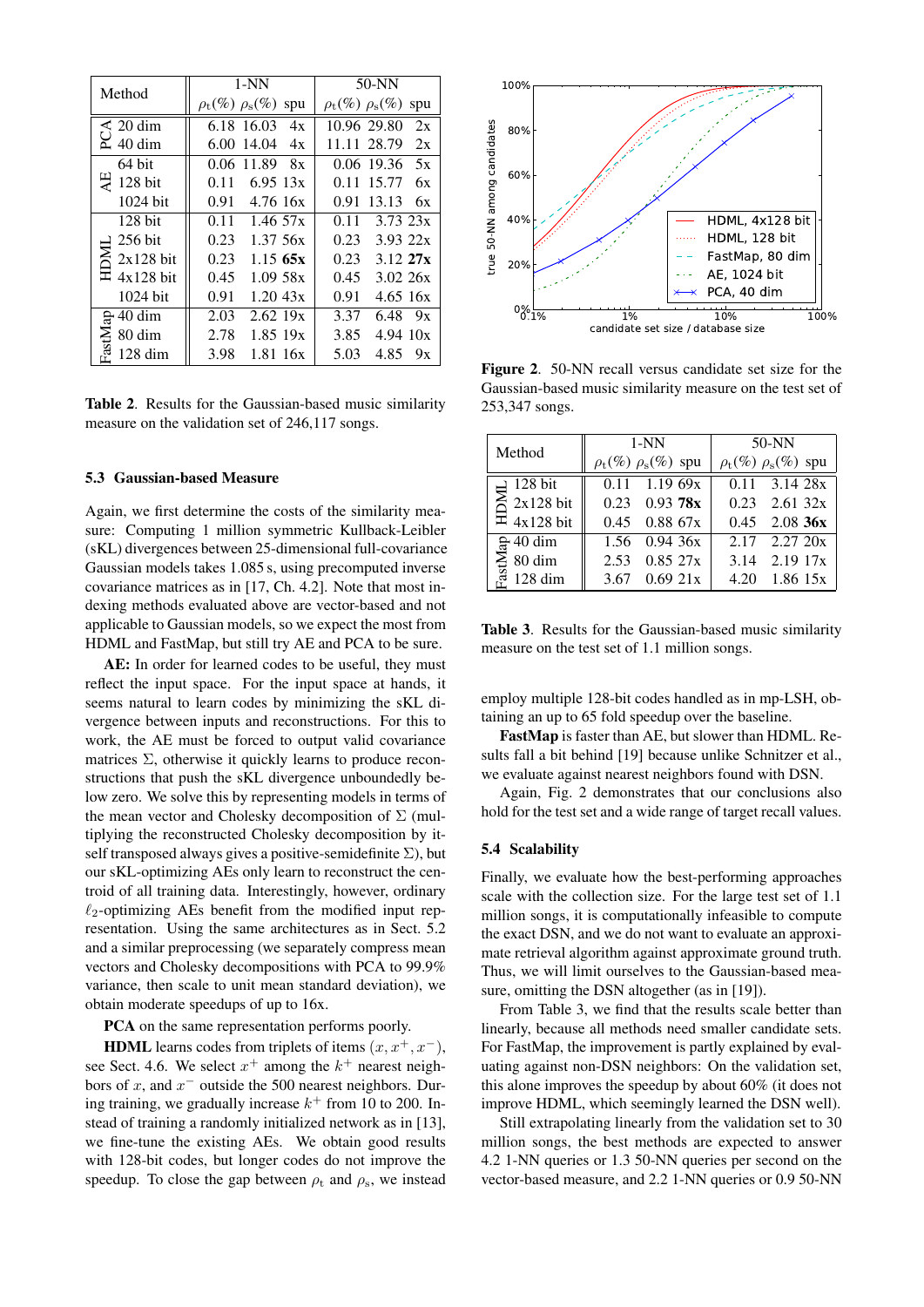| Method | | 1-NN | | | 50-NN | | |
|---|---|---|---|---|---|---|---|
| | | $\rho_t(\%)$ | $\rho_s(\%)$ | spu | $\rho_t(\%)$ | $\rho_s(\%)$ | spu |
| PCA | 20 dim | 6.18 | 16.03 | 4x | 10.96 | 29.80 | 2x |
| | 40 dim | 6.00 | 14.04 | 4x | 11.11 | 28.79 | 2x |
| AE | 64 bit | 0.06 | 11.89 | 8x | 0.06 | 19.36 | 5x |
| | 128 bit | 0.11 | 6.95 | 13x | 0.11 | 15.77 | 6x |
| | 1024 bit | 0.91 | 4.76 | 16x | 0.91 | 13.13 | 6x |
| HDML | 128 bit | 0.11 | 1.46 | 57x | 0.11 | 3.73 | 23x |
| | 256 bit | 0.23 | 1.37 | 56x | 0.23 | 3.93 | 22x |
| | 2x128 bit | 0.23 | 1.15 | **65x** | 0.23 | 3.12 | **27x** |
| | 4x128 bit | 0.45 | 1.09 | 58x | 0.45 | 3.02 | 26x |
| | 1024 bit | 0.91 | 1.20 | 43x | 0.91 | 4.65 | 16x |
| FastMap | 40 dim | 2.03 | 2.62 | 19x | 3.37 | 6.48 | 9x |
| | 80 dim | 2.78 | 1.85 | 19x | 3.85 | 4.94 | 10x |
| | 128 dim | 3.98 | 1.81 | 16x | 5.03 | 4.85 | 9x |

**Table 2**. Results for the Gaussian-based music similarity measure on the validation set of 246,117 songs.

### 5.3 Gaussian-based Measure

Again, we first determine the costs of the similarity measure: Computing 1 million symmetric Kullback-Leibler (sKL) divergences between 25-dimensional full-covariance Gaussian models takes 1.085 s, using precomputed inverse covariance matrices as in [17, Ch. 4.2]. Note that most indexing methods evaluated above are vector-based and not applicable to Gaussian models, so we expect the most from HDML and FastMap, but still try AE and PCA to be sure.

**AE:** In order for learned codes to be useful, they must reflect the input space. For the input space at hands, it seems natural to learn codes by minimizing the sKL divergence between inputs and reconstructions. For this to work, the AE must be forced to output valid covariance matrices $\Sigma$, otherwise it quickly learns to produce reconstructions that push the sKL divergence unboundedly below zero. We solve this by representing models in terms of the mean vector and Cholesky decomposition of $\Sigma$ (multiplying the reconstructed Cholesky decomposition by itself transposed always gives a positive-semidefinite $\Sigma$), but our sKL-optimizing AEs only learn to reconstruct the centroid of all training data. Interestingly, however, ordinary $\ell_2$-optimizing AEs benefit from the modified input representation. Using the same architectures as in Sect. 5.2 and a similar preprocessing (we separately compress mean vectors and Cholesky decompositions with PCA to 99.9% variance, then scale to unit mean standard deviation), we obtain moderate speedups of up to 16x.

**PCA** on the same representation performs poorly.

**HDML** learns codes from triplets of items $(x, x^+, x^-)$, see Sect. 4.6. We select $x^+$ among the $k^+$ nearest neighbors of $x$, and $x^-$ outside the 500 nearest neighbors. During training, we gradually increase $k^+$ from 10 to 200. Instead of training a randomly initialized network as in [13], we fine-tune the existing AEs. We obtain good results with 128-bit codes, but longer codes do not improve the speedup. To close the gap between $\rho_t$ and $\rho_s$, we instead employ multiple 128-bit codes handled as in mp-LSH, obtaining an up to 65 fold speedup over the baseline.

**FastMap** is faster than AE, but slower than HDML. Results fall a bit behind [19] because unlike Schnitzer et al., we evaluate against nearest neighbors found with DSN.

Again, Fig. 2 demonstrates that our conclusions also hold for the test set and a wide range of target recall values.

100%
80%
60%
40%
20%
0%
true 50-NN among candidates
0.1%
1%
10%
100%
candidate set size / database size
HDML, 4x128 bit
HDML, 128 bit
FastMap, 80 dim
AE, 1024 bit
PCA, 40 dim

**Figure 2**. 50-NN recall versus candidate set size for the Gaussian-based music similarity measure on the test set of 253,347 songs.

| Method | | 1-NN | | | 50-NN | | |
|---|---|---|---|---|---|---|---|
| | | $\rho_t(\%)$ | $\rho_s(\%)$ | spu | $\rho_t(\%)$ | $\rho_s(\%)$ | spu |
| HDML | 128 bit | 0.11 | 1.19 | 69x | 0.11 | 3.14 | 28x |
| | 2x128 bit | 0.23 | 0.93 | **78x** | 0.23 | 2.61 | 32x |
| | 4x128 bit | 0.45 | 0.88 | 67x | 0.45 | 2.08 | **36x** |
| FastMap | 40 dim | 1.56 | 0.94 | 36x | 2.17 | 2.27 | 20x |
| | 80 dim | 2.53 | 0.85 | 27x | 3.14 | 2.19 | 17x |
| | 128 dim | 3.67 | 0.69 | 21x | 4.20 | 1.86 | 15x |

**Table 3**. Results for the Gaussian-based music similarity measure on the test set of 1.1 million songs.

### 5.4 Scalability

Finally, we evaluate how the best-performing approaches scale with the collection size. For the large test set of 1.1 million songs, it is computationally infeasible to compute the exact DSN, and we do not want to evaluate an approximate retrieval algorithm against approximate ground truth. Thus, we will limit ourselves to the Gaussian-based measure, omitting the DSN altogether (as in [19]).

From Table 3, we find that the results scale better than linearly, because all methods need smaller candidate sets. For FastMap, the improvement is partly explained by evaluating against non-DSN neighbors: On the validation set, this alone improves the speedup by about 60% (it does not improve HDML, which seemingly learned the DSN well).

Still extrapolating linearly from the validation set to 30 million songs, the best methods are expected to answer 4.2 1-NN queries or 1.3 50-NN queries per second on the vector-based measure, and 2.2 1-NN queries or 0.9 50-NN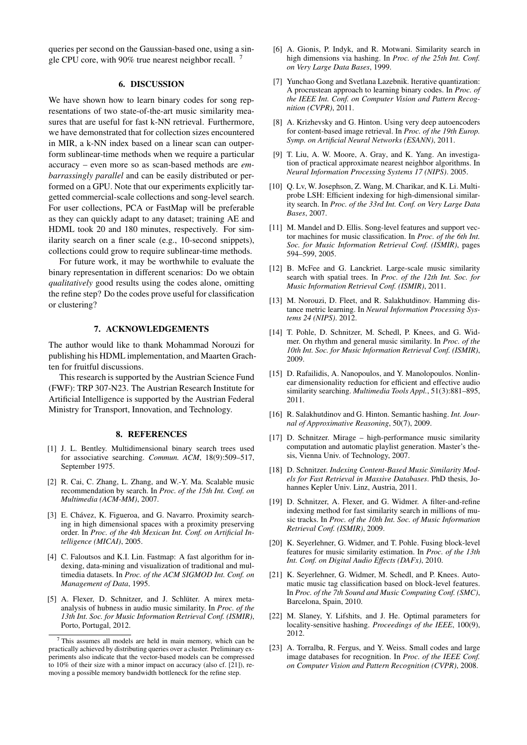queries per second on the Gaussian-based one, using a single CPU core, with 90% true nearest neighbor recall. [7]

## 6. DISCUSSION

We have shown how to learn binary codes for song representations of two state-of-the-art music similarity measures that are useful for fast k-NN retrieval. Furthermore, we have demonstrated that for collection sizes encountered in MIR, a k-NN index based on a linear scan can outperform sublinear-time methods when we require a particular accuracy – even more so as scan-based methods are *embarrassingly parallel* and can be easily distributed or performed on a GPU. Note that our experiments explicitly targetted commercial-scale collections and song-level search. For user collections, PCA or FastMap will be preferable as they can quickly adapt to any dataset; training AE and HDML took 20 and 180 minutes, respectively. For similarity search on a finer scale (e.g., 10-second snippets), collections could grow to require sublinear-time methods.

For future work, it may be worthwhile to evaluate the binary representation in different scenarios: Do we obtain *qualitatively* good results using the codes alone, omitting the refine step? Do the codes prove useful for classification or clustering?

## 7. ACKNOWLEDGEMENTS

The author would like to thank Mohammad Norouzi for publishing his HDML implementation, and Maarten Grachten for fruitful discussions.

This research is supported by the Austrian Science Fund (FWF): TRP 307-N23. The Austrian Research Institute for Artificial Intelligence is supported by the Austrian Federal Ministry for Transport, Innovation, and Technology.

## 8. REFERENCES

[1] J. L. Bentley. Multidimensional binary search trees used for associative searching. *Commun. ACM*, 18(9):509–517, September 1975.

[2] R. Cai, C. Zhang, L. Zhang, and W.-Y. Ma. Scalable music recommendation by search. In *Proc. of the 15th Int. Conf. on Multimedia (ACM-MM)*, 2007.

[3] E. Chávez, K. Figueroa, and G. Navarro. Proximity searching in high dimensional spaces with a proximity preserving order. In *Proc. of the 4th Mexican Int. Conf. on Artificial Intelligence (MICAI)*, 2005.

[4] C. Faloutsos and K.I. Lin. Fastmap: A fast algorithm for indexing, data-mining and visualization of traditional and multimedia datasets. In *Proc. of the ACM SIGMOD Int. Conf. on Management of Data*, 1995.

[5] A. Flexer, D. Schnitzer, and J. Schlüter. A mirex meta-analysis of hubness in audio music similarity. In *Proc. of the 13th Int. Soc. for Music Information Retrieval Conf. (ISMIR)*, Porto, Portugal, 2012.

[6] A. Gionis, P. Indyk, and R. Motwani. Similarity search in high dimensions via hashing. In *Proc. of the 25th Int. Conf. on Very Large Data Bases*, 1999.

[7] Yunchao Gong and Svetlana Lazebnik. Iterative quantization: A procrustean approach to learning binary codes. In *Proc. of the IEEE Int. Conf. on Computer Vision and Pattern Recognition (CVPR)*, 2011.

[8] A. Krizhevsky and G. Hinton. Using very deep autoencoders for content-based image retrieval. In *Proc. of the 19th Europ. Symp. on Artificial Neural Networks (ESANN)*, 2011.

[9] T. Liu, A. W. Moore, A. Gray, and K. Yang. An investigation of practical approximate nearest neighbor algorithms. In *Neural Information Processing Systems 17 (NIPS)*. 2005.

[10] Q. Lv, W. Josephson, Z. Wang, M. Charikar, and K. Li. Multi-probe LSH: Efficient indexing for high-dimensional similarity search. In *Proc. of the 33rd Int. Conf. on Very Large Data Bases*, 2007.

[11] M. Mandel and D. Ellis. Song-level features and support vector machines for music classification. In *Proc. of the 6th Int. Soc. for Music Information Retrieval Conf. (ISMIR)*, pages 594–599, 2005.

[12] B. McFee and G. Lanckriet. Large-scale music similarity search with spatial trees. In *Proc. of the 12th Int. Soc. for Music Information Retrieval Conf. (ISMIR)*, 2011.

[13] M. Norouzi, D. Fleet, and R. Salakhutdinov. Hamming distance metric learning. In *Neural Information Processing Systems 24 (NIPS)*. 2012.

[14] T. Pohle, D. Schnitzer, M. Schedl, P. Knees, and G. Widmer. On rhythm and general music similarity. In *Proc. of the 10th Int. Soc. for Music Information Retrieval Conf. (ISMIR)*, 2009.

[15] D. Rafailidis, A. Nanopoulos, and Y. Manolopoulos. Nonlinear dimensionality reduction for efficient and effective audio similarity searching. *Multimedia Tools Appl.*, 51(3):881–895, 2011.

[16] R. Salakhutdinov and G. Hinton. Semantic hashing. *Int. Journal of Approximative Reasoning*, 50(7), 2009.

[17] D. Schnitzer. Mirage – high-performance music similarity computation and automatic playlist generation. Master's thesis, Vienna Univ. of Technology, 2007.

[18] D. Schnitzer. *Indexing Content-Based Music Similarity Models for Fast Retrieval in Massive Databases*. PhD thesis, Johannes Kepler Univ. Linz, Austria, 2011.

[19] D. Schnitzer, A. Flexer, and G. Widmer. A filter-and-refine indexing method for fast similarity search in millions of music tracks. In *Proc. of the 10th Int. Soc. of Music Information Retrieval Conf. (ISMIR)*, 2009.

[20] K. Seyerlehner, G. Widmer, and T. Pohle. Fusing block-level features for music similarity estimation. In *Proc. of the 13th Int. Conf. on Digital Audio Effects (DAFx)*, 2010.

[21] K. Seyerlehner, G. Widmer, M. Schedl, and P. Knees. Automatic music tag classification based on block-level features. In *Proc. of the 7th Sound and Music Computing Conf. (SMC)*, Barcelona, Spain, 2010.

[22] M. Slaney, Y. Lifshits, and J. He. Optimal parameters for locality-sensitive hashing. *Proceedings of the IEEE*, 100(9), 2012.

[23] A. Torralba, R. Fergus, and Y. Weiss. Small codes and large image databases for recognition. In *Proc. of the IEEE Conf. on Computer Vision and Pattern Recognition (CVPR)*, 2008.

[7] This assumes all models are held in main memory, which can be practically achieved by distributing queries over a cluster. Preliminary experiments also indicate that the vector-based models can be compressed to 10% of their size with a minor impact on accuracy (also cf. [21]), removing a possible memory bandwidth bottleneck for the refine step.